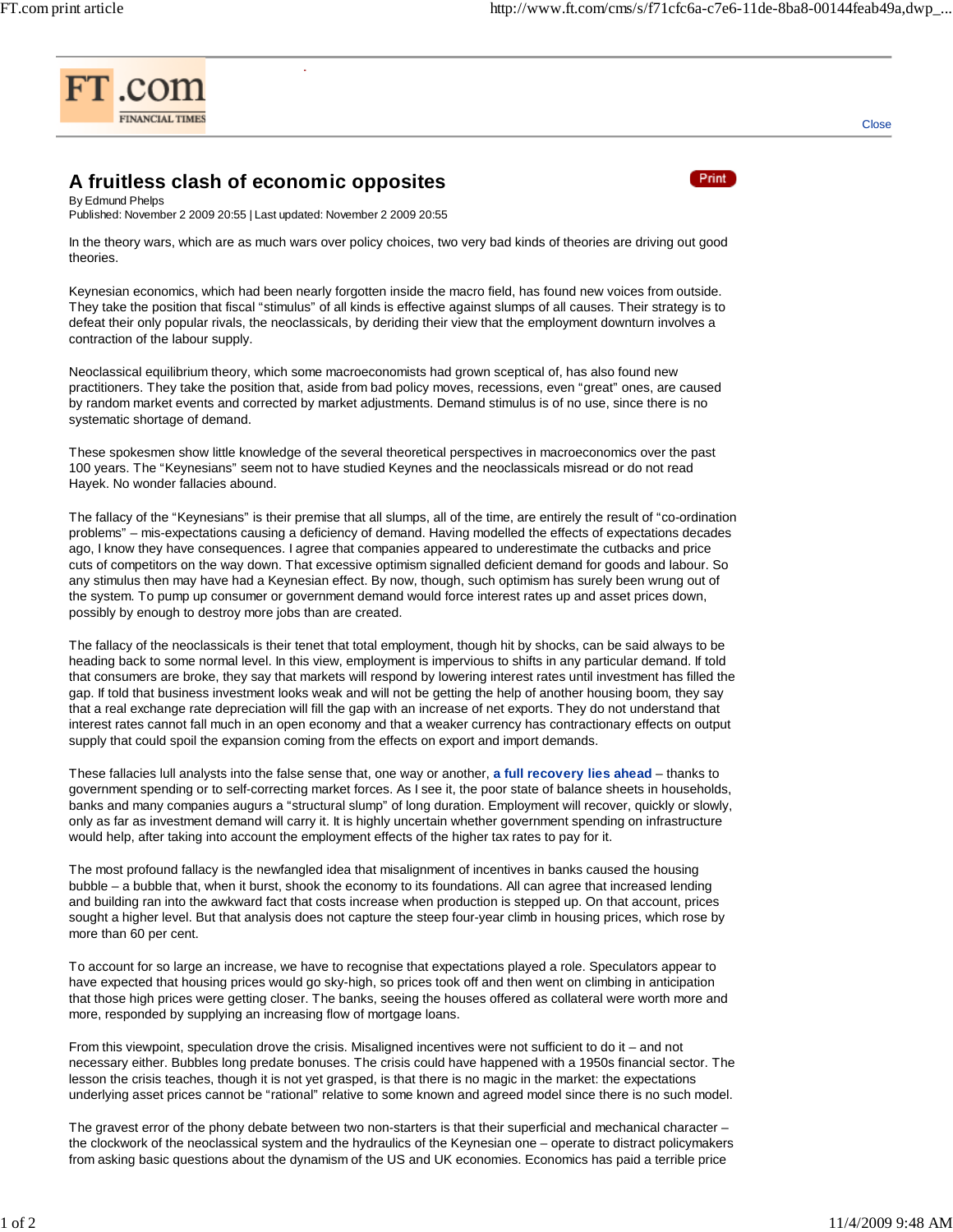# A fruitless clash of economic opposites

By Edmund Phelps

Published: November 2 2009 20:55 | Last updated: November 2 2009 20:55

In the theory wars, which are as much wars over policy choices, two very bad kinds of theories are driving out good theories.

Keynesian economics, which had been nearly forgotten inside the macro field, has found new voices from outside. They take the position that fiscal "stimulus" of all kinds is effective against slumps of all causes. Their strategy is to defeat their only popular rivals, the neoclassicals, by deriding their view that the employment downturn involves a contraction of the labour supply.

Neoclassical equilibrium theory, which some macroeconomists had grown sceptical of, has also found new practitioners. They take the position that, aside from bad policy moves, recessions, even "great" ones, are caused by random market events and corrected by market adjustments. Demand stimulus is of no use, since there is no systematic shortage of demand.

These spokesmen show little knowledge of the several theoretical perspectives in macroeconomics over the past 100 years. The "Keynesians" seem not to have studied Keynes and the neoclassicals misread or do not read Hayek. No wonder fallacies abound.

The fallacy of the "Keynesians" is their premise that all slumps, all of the time, are entirely the result of "co-ordination problems" – mis-expectations causing a deficiency of demand. Having modelled the effects of expectations decades ago, I know they have consequences. I agree that companies appeared to underestimate the cutbacks and price cuts of competitors on the way down. That excessive optimism signalled deficient demand for goods and labour. So any stimulus then may have had a Keynesian effect. By now, though, such optimism has surely been wrung out of the system. To pump up consumer or government demand would force interest rates up and asset prices down, possibly by enough to destroy more jobs than are created.

The fallacy of the neoclassicals is their tenet that total employment, though hit by shocks, can be said always to be heading back to some normal level. In this view, employment is impervious to shifts in any particular demand. If told that consumers are broke, they say that markets will respond by lowering interest rates until investment has filled the gap. If told that business investment looks weak and will not be getting the help of another housing boom, they say that a real exchange rate depreciation will fill the gap with an increase of net exports. They do not understand that interest rates cannot fall much in an open economy and that a weaker currency has contractionary effects on output supply that could spoil the expansion coming from the effects on export and import demands.

These fallacies lull analysts into the false sense that, one way or another, **a full recovery lies ahead** – thanks to government spending or to self-correcting market forces. As I see it, the poor state of balance sheets in households, banks and many companies augurs a "structural slump" of long duration. Employment will recover, quickly or slowly, only as far as investment demand will carry it. It is highly uncertain whether government spending on infrastructure would help, after taking into account the employment effects of the higher tax rates to pay for it.

The most profound fallacy is the newfangled idea that misalignment of incentives in banks caused the housing bubble – a bubble that, when it burst, shook the economy to its foundations. All can agree that increased lending and building ran into the awkward fact that costs increase when production is stepped up. On that account, prices sought a higher level. But that analysis does not capture the steep four-year climb in housing prices, which rose by more than 60 per cent.

To account for so large an increase, we have to recognise that expectations played a role. Speculators appear to have expected that housing prices would go sky-high, so prices took off and then went on climbing in anticipation that those high prices were getting closer. The banks, seeing the houses offered as collateral were worth more and more, responded by supplying an increasing flow of mortgage loans.

From this viewpoint, speculation drove the crisis. Misaligned incentives were not sufficient to do it – and not necessary either. Bubbles long predate bonuses. The crisis could have happened with a 1950s financial sector. The lesson the crisis teaches, though it is not yet grasped, is that there is no magic in the market: the expectations underlying asset prices cannot be "rational" relative to some known and agreed model since there is no such model.

The gravest error of the phony debate between two non-starters is that their superficial and mechanical character – the clockwork of the neoclassical system and the hydraulics of the Keynesian one – operate to distract policymakers from asking basic questions about the dynamism of the US and UK economies. Economics has paid a terrible price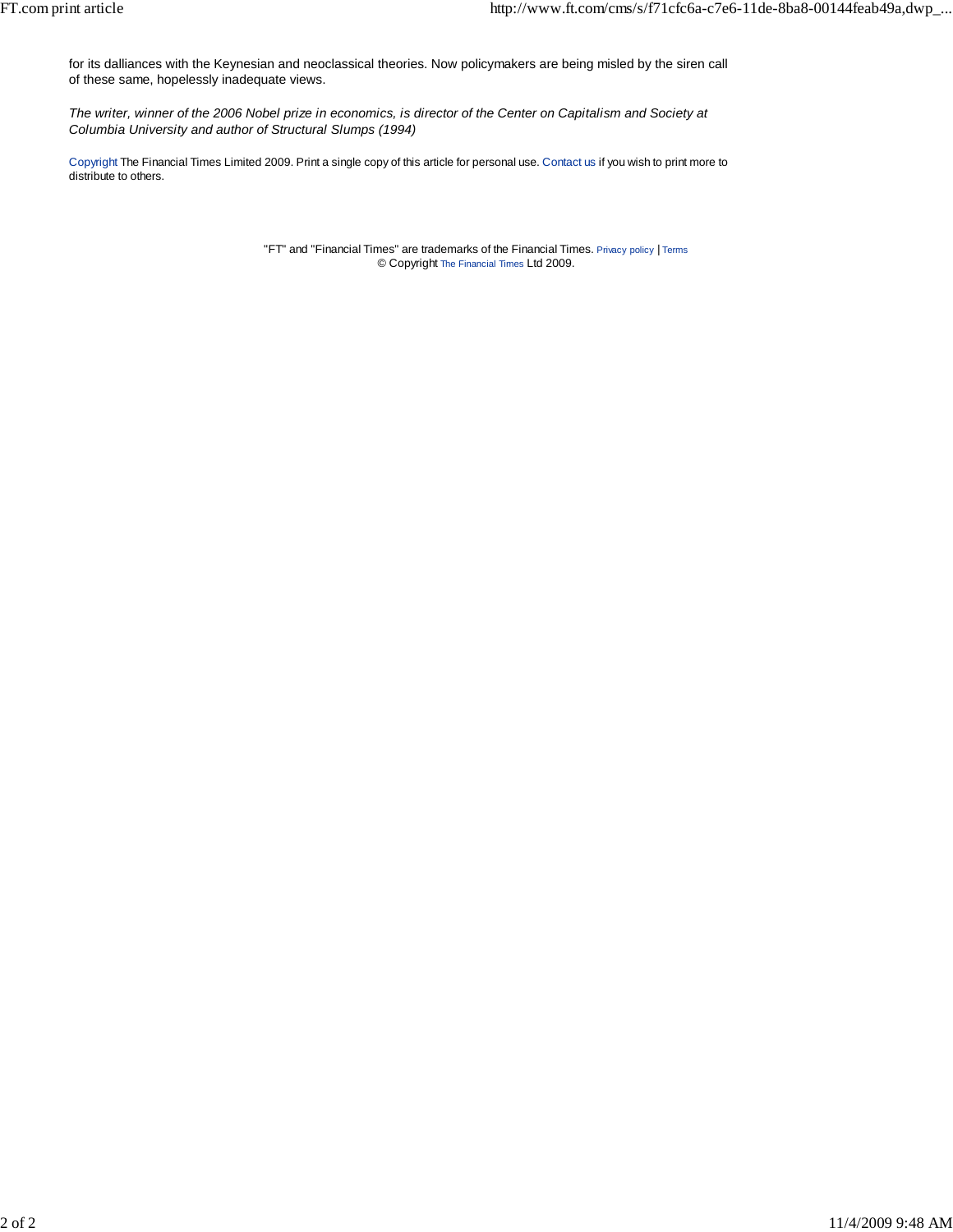for its dalliances with the Keynesian and neoclassical theories. Now policymakers are being misled by the siren call of these same, hopelessly inadequate views.

*The writer, winner of the 2006 Nobel prize in economics, is director of the Center on Capitalism and Society at Columbia University and author of Structural Slumps (1994)*

Copyright The Financial Times Limited 2009. Print a single copy of this article for personal use. Contact us if you wish to print more to distribute to others.

"FT" and "Financial Times" are trademarks of the Financial Times. Privacy policy | Terms
© Copyright The Financial Times Ltd 2009.